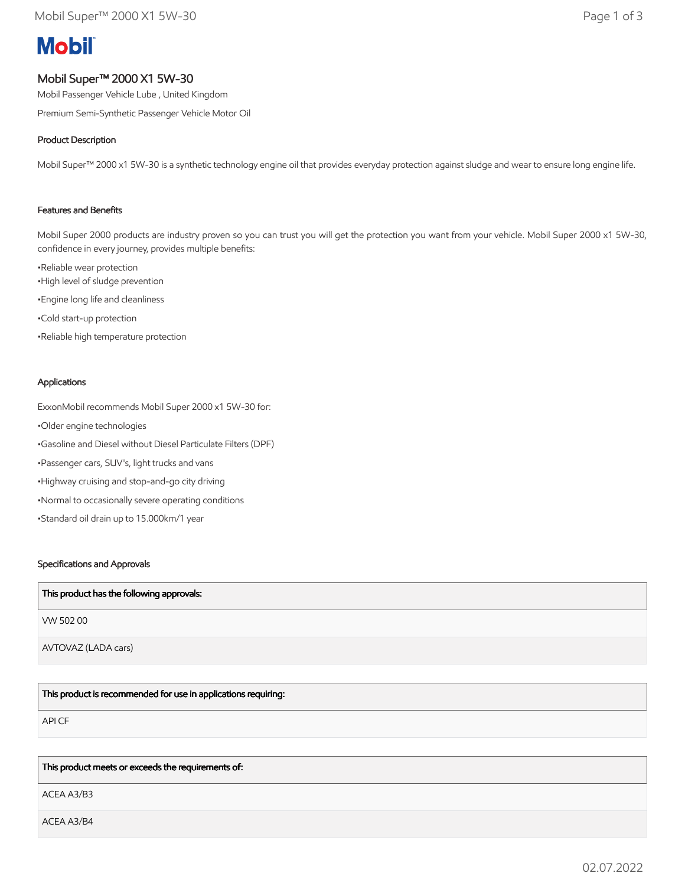# Mobil

## Mobil Super™ 2000 X1 5W-30

Mobil Passenger Vehicle Lube , United Kingdom

Premium Semi-Synthetic Passenger Vehicle Motor Oil

### Product Description

Mobil Super™ 2000 x1 5W-30 is a synthetic technology engine oil that provides everyday protection against sludge and wear to ensure long engine life.

### Features and Benefits

Mobil Super 2000 products are industry proven so you can trust you will get the protection you want from your vehicle. Mobil Super 2000 x1 5W-30, confidence in every journey, provides multiple benefits:

•Reliable wear protection
•High level of sludge prevention

•Engine long life and cleanliness

•Cold start-up protection

•Reliable high temperature protection

### Applications

ExxonMobil recommends Mobil Super 2000 x1 5W-30 for:

•Older engine technologies

•Gasoline and Diesel without Diesel Particulate Filters (DPF)

•Passenger cars, SUV's, light trucks and vans

•Highway cruising and stop-and-go city driving

•Normal to occasionally severe operating conditions

•Standard oil drain up to 15.000km/1 year

### Specifications and Approvals

| This product has the following approvals: |
| --- |
| VW 502 00 |
| AVTOVAZ (LADA cars) |

| This product is recommended for use in applications requiring: |
| --- |
| API CF |

| This product meets or exceeds the requirements of: |
| --- |
| ACEA A3/B3 |
| ACEA A3/B4 |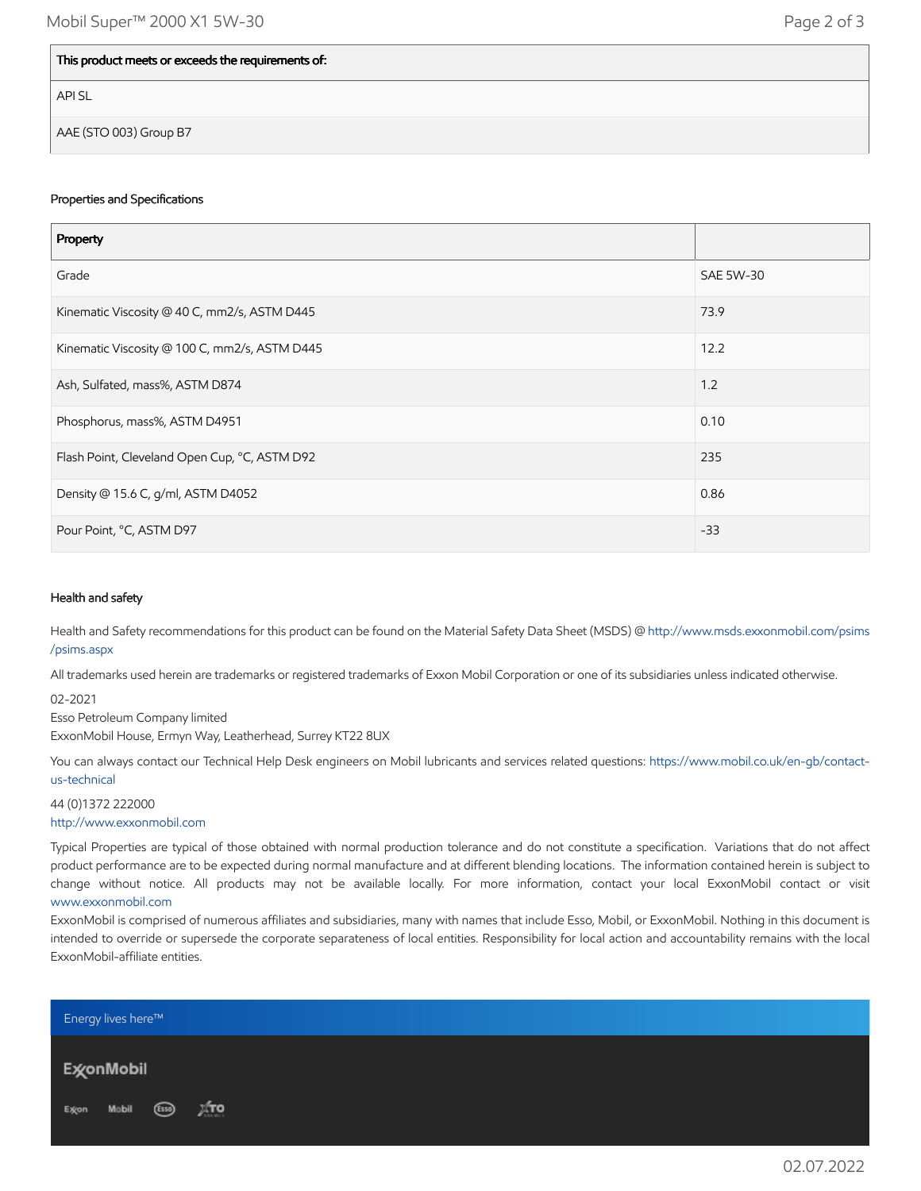| This product meets or exceeds the requirements of: |
| --- |
| API SL |
| AAE (STO 003) Group B7 |

### Properties and Specifications

| Property | |
| --- | --- |
| Grade | SAE 5W-30 |
| Kinematic Viscosity @ 40 C, mm2/s, ASTM D445 | 73.9 |
| Kinematic Viscosity @ 100 C, mm2/s, ASTM D445 | 12.2 |
| Ash, Sulfated, mass%, ASTM D874 | 1.2 |
| Phosphorus, mass%, ASTM D4951 | 0.10 |
| Flash Point, Cleveland Open Cup, °C, ASTM D92 | 235 |
| Density @ 15.6 C, g/ml, ASTM D4052 | 0.86 |
| Pour Point, °C, ASTM D97 | -33 |

### Health and safety

Health and Safety recommendations for this product can be found on the Material Safety Data Sheet (MSDS) @ http://www.msds.exxonmobil.com/psims/psims.aspx

All trademarks used herein are trademarks or registered trademarks of Exxon Mobil Corporation or one of its subsidiaries unless indicated otherwise.

02-2021
Esso Petroleum Company limited
ExxonMobil House, Ermyn Way, Leatherhead, Surrey KT22 8UX

You can always contact our Technical Help Desk engineers on Mobil lubricants and services related questions: https://www.mobil.co.uk/en-gb/contact-us-technical

44 (0)1372 222000
http://www.exxonmobil.com

Typical Properties are typical of those obtained with normal production tolerance and do not constitute a specification. Variations that do not affect product performance are to be expected during normal manufacture and at different blending locations. The information contained herein is subject to change without notice. All products may not be available locally. For more information, contact your local ExxonMobil contact or visit www.exxonmobil.com

ExxonMobil is comprised of numerous affiliates and subsidiaries, many with names that include Esso, Mobil, or ExxonMobil. Nothing in this document is intended to override or supersede the corporate separateness of local entities. Responsibility for local action and accountability remains with the local ExxonMobil-affiliate entities.

Energy lives here™

ExxonMobil

Exxon Mobil Esso XTO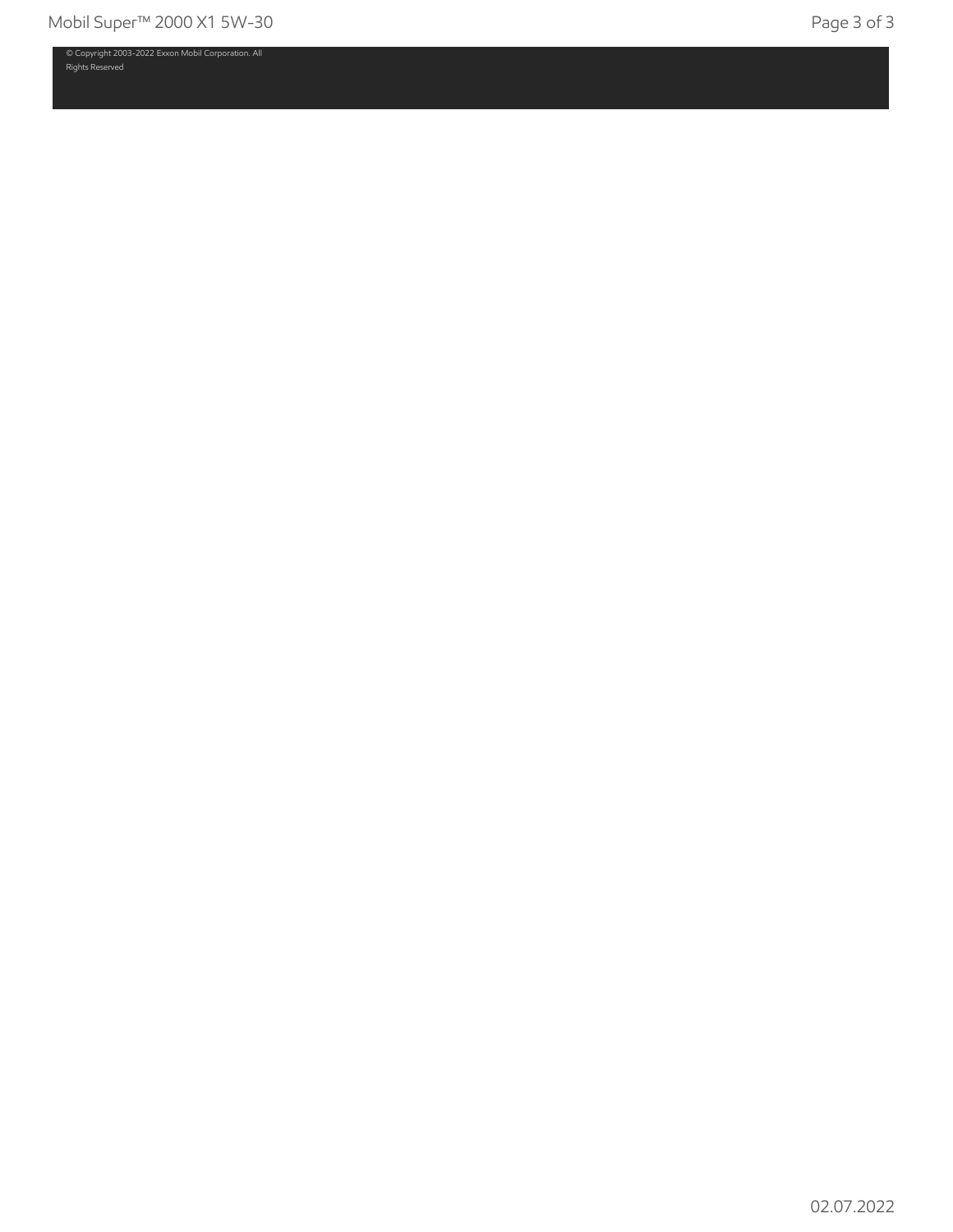© Copyright 2003-2022 Exxon Mobil Corporation. All Rights Reserved